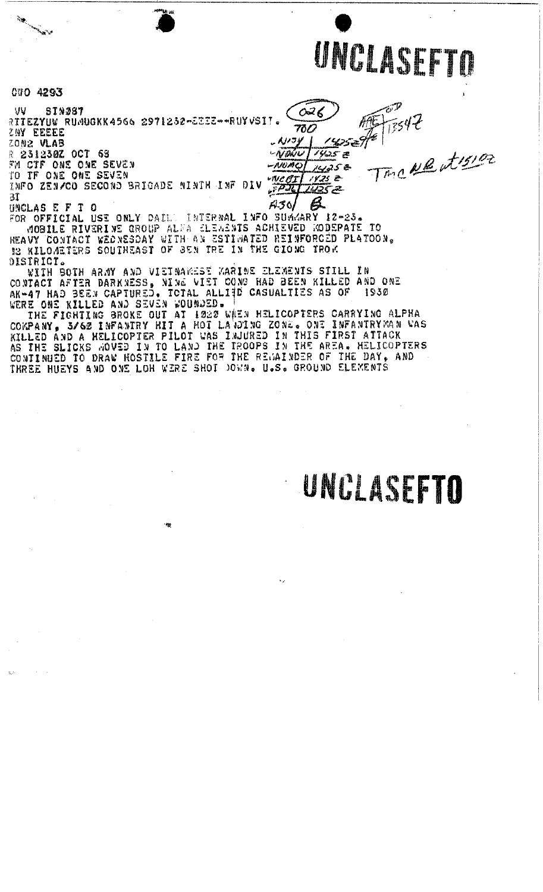# UNCLASEFTO

CWO 4293

VV STN087
RTTEZYUW RUMUGKK4566 2971232-EEEE--RUYVSIT.
ZNY EEEEE
ZONZ VLAB
R 231230Z OCT 68
FM CTF ONE ONE SEVEN
TO TF ONE ONE SEVEN
INFO ZEN/CO SECOND BRIGADE NINTH INF DIV
BT

UNCLAS E F T O

FOR OFFICIAL USE ONLY DAILY INTERNAL INFO SUMMARY 12-23.

MOBILE RIVERINE GROUP ALFA ELEMENTS ACHIEVED MODERATE TO HEAVY CONTACT WEDNESDAY WITH AN ESTIMATED REINFORCED PLATOON, 10 KILOMETERS SOUTHEAST OF BEN TRE IN THE GIONG TROM DISTRICT.

WITH BOTH ARMY AND VIETNAMESE MARINE ELEMENTS STILL IN CONTACT AFTER DARKNESS, NINE VIET CONG HAD BEEN KILLED AND ONE AK-47 HAD BEEN CAPTURED. TOTAL ALLIED CASUALTIES AS OF 1930 WERE ONE KILLED AND SEVEN WOUNDED.

THE FIGHTING BROKE OUT AT 1020 WHEN HELICOPTERS CARRYING ALPHA COMPANY, 3/60 INFANTRY HIT A HOT LANDING ZONE. ONE INFANTRYMAN WAS KILLED AND A HELICOPTER PILOT WAS INJURED IN THIS FIRST ATTACK AS THE SLICKS MOVED IN TO LAND THE TROOPS IN THE AREA. HELICOPTERS CONTINUED TO DRAW HOSTILE FIRE FOR THE REMAINDER OF THE DAY, AND THREE HUEYS AND ONE LOH WERE SHOT DOWN. U.S. GROUND ELEMENTS

026
700
-N17Y / 1425Z
-NONU / 1425Z
-NUMO / 1425Z
-NCOT / 1425Z
-PJL / 1425Z
A30 / B

AAE 13547
TMC NB at 1510Z

# UNCLASEFTO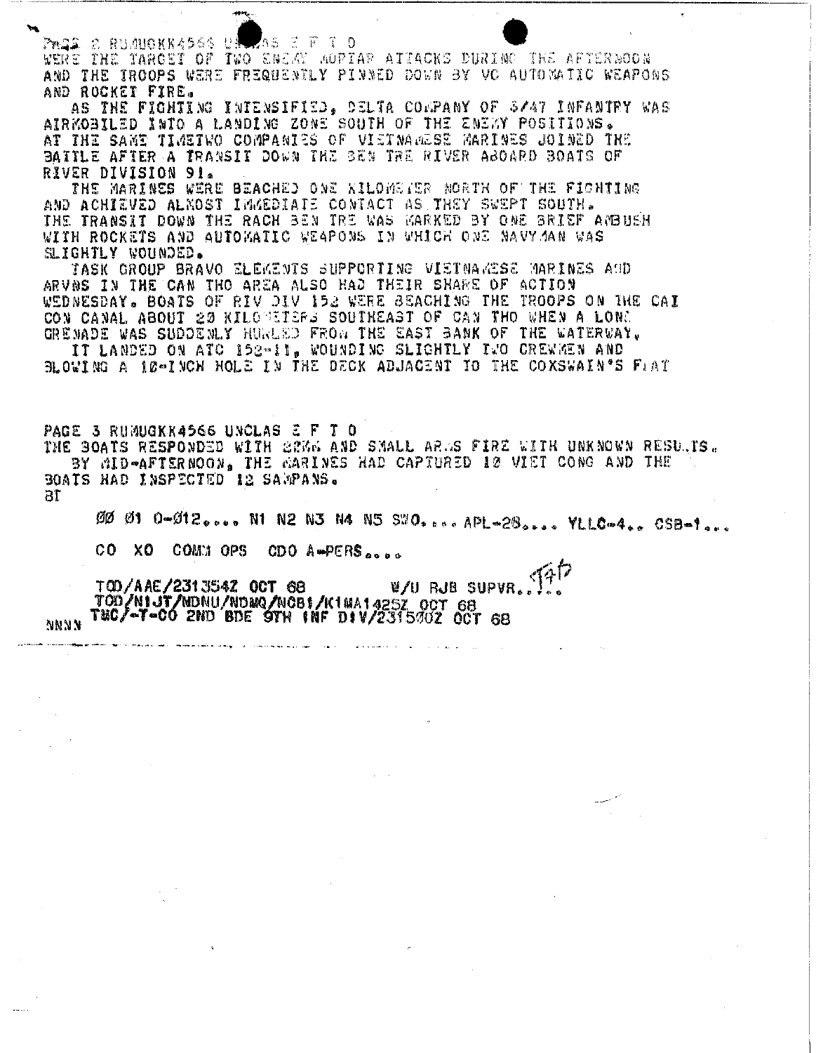PAGE 2 RUMUGKK4566 UNCLAS E F T O

WERE THE TARGET OF TWO ENEMY MORTAR ATTACKS DURING THE AFTERNOON AND THE TROOPS WERE FREQUENTLY PINNED DOWN BY VC AUTOMATIC WEAPONS AND ROCKET FIRE.

AS THE FIGHTING INTENSIFIED, DELTA COMPANY OF 3/47 INFANTRY WAS AIRMOBILED INTO A LANDING ZONE SOUTH OF THE ENEMY POSITIONS. AT THE SAME TIMETWO COMPANIES OF VIETNAMESE MARINES JOINED THE BATTLE AFTER A TRANSIT DOWN THE BEN TRE RIVER ABOARD BOATS OF RIVER DIVISION 91.

THE MARINES WERE BEACHED ONE KILOMETER NORTH OF THE FIGHTING AND ACHIEVED ALMOST IMMEDIATE CONTACT AS THEY SWEPT SOUTH. THE TRANSIT DOWN THE RACH BEN TRE WAS MARKED BY ONE BRIEF AMBUSH WITH ROCKETS AND AUTOMATIC WEAPONS IN WHICH ONE NAVYMAN WAS SLIGHTLY WOUNDED.

TASK GROUP BRAVO ELEMENTS SUPPORTING VIETNAMESE MARINES AND ARVNS IN THE CAN THO AREA ALSO HAD THEIR SHARE OF ACTION WEDNESDAY. BOATS OF RIV DIV 152 WERE BEACHING THE TROOPS ON THE CAI CON CANAL ABOUT 20 KILOMETERS SOUTHEAST OF CAN THO WHEN A LONE GRENADE WAS SUDDENLY HURLED FROM THE EAST BANK OF THE WATERWAY.

IT LANDED ON ATC 152-11, WOUNDING SLIGHTLY TWO CREWMEN AND BLOWING A 10-INCH HOLE IN THE DECK ADJACENT TO THE COXSWAIN'S FLAT

PAGE 3 RUMUGKK4566 UNCLAS E F T O

THE BOATS RESPONDED WITH 20MM AND SMALL ARMS FIRE WITH UNKNOWN RESULTS.

BY MID-AFTERNOON, THE MARINES HAD CAPTURED 10 VIET CONG AND THE BOATS HAD INSPECTED 12 SAMPANS.

BT

00 01 0-012.... N1 N2 N3 N4 N5 SWO.... APL-28.... YLLC-4.. CSB-1...

CO XO COMM OPS CDO A-PERS....

TOD/AAE/231354Z OCT 68 W/U RJB SUPVR.... 

TOD/N1JT/NDNU/NDMQ/NCB1/K1MA1425Z OCT 68

NNNN TMC/-T-CO 2ND BDE 9TH INF DIV/231500Z OCT 68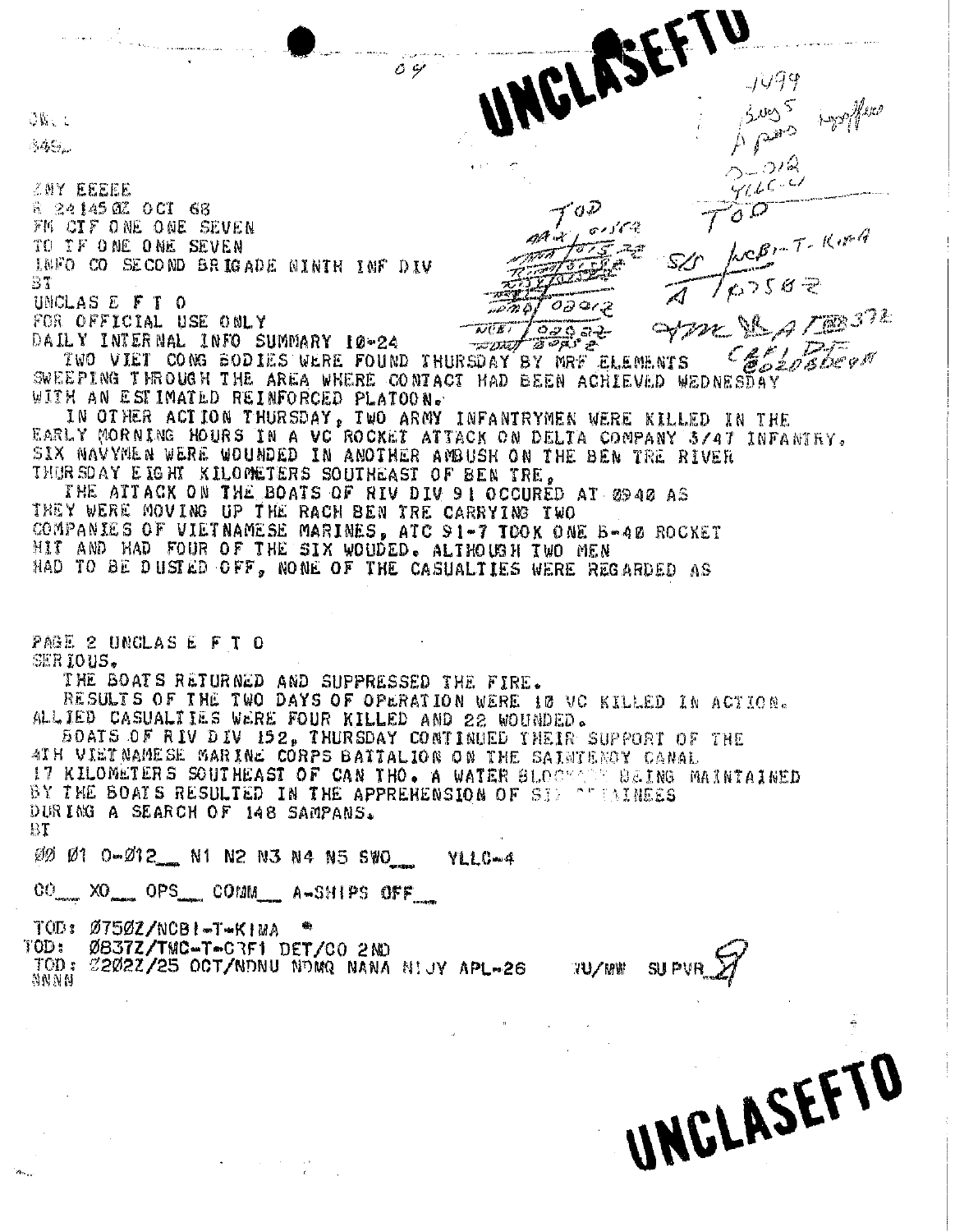UNCLASEFTO

ZNY EEEEE
R 241450Z OCT 68
FM CTF ONE ONE SEVEN
TO TF ONE ONE SEVEN
INFO CO SECOND BRIGADE NINTH INF DIV
BT
UNCLAS E F T O
FOR OFFICIAL USE ONLY
DAILY INTERNAL INFO SUMMARY 10-24

TWO VIET CONG BODIES WERE FOUND THURSDAY BY MRF ELEMENTS SWEEPING THROUGH THE AREA WHERE CONTACT HAD BEEN ACHIEVED WEDNESDAY WITH AN ESTIMATED REINFORCED PLATOON.

IN OTHER ACTION THURSDAY, TWO ARMY INFANTRYMEN WERE KILLED IN THE EARLY MORNING HOURS IN A VC ROCKET ATTACK ON DELTA COMPANY 3/47 INFANTRY. SIX NAVYMEN WERE WOUNDED IN ANOTHER AMBUSH ON THE BEN TRE RIVER THURSDAY EIGHT KILOMETERS SOUTHEAST OF BEN TRE.

THE ATTACK ON THE BOATS OF RIV DIV 91 OCCURED AT 0940 AS THEY WERE MOVING UP THE RACH BEN TRE CARRYING TWO COMPANIES OF VIETNAMESE MARINES, ATC 91-7 TOOK ONE B-40 ROCKET HIT AND HAD FOUR OF THE SIX WOUDED. ALTHOUGH TWO MEN HAD TO BE DUSTED OFF, NONE OF THE CASUALTIES WERE REGARDED AS

PAGE 2 UNCLAS E F T O
SERIOUS.

THE BOATS RETURNED AND SUPPRESSED THE FIRE.

RESULTS OF THE TWO DAYS OF OPERATION WERE 10 VC KILLED IN ACTION. ALLIED CASUALTIES WERE FOUR KILLED AND 22 WOUNDED.

BOATS OF RIV DIV 152, THURSDAY CONTINUED THEIR SUPPORT OF THE 4TH VIETNAMESE MARINE CORPS BATTALION ON THE SAINTENOY CANAL 17 KILOMETERS SOUTHEAST OF CAN THO. A WATER BLOCKADE BEING MAINTAINED BY THE BOATS RESULTED IN THE APPREHENSION OF SIX DETAINEES DURING A SEARCH OF 148 SAMPANS.
BT

00 01 O-012__ N1 N2 N3 N4 N5 SWO__ YLLC-4

CO__ XO__ OPS__ COMM__ A-SHIPS OFF__

TOD: 0750Z/NCB1-T-KIMA
TOD: 0837Z/TMC-T-CRF1 DET/CO 2ND
TOD: 2202Z/25 OCT/NDNU NDMQ NANA NIJY APL-26 VU/MW SUPVR
NNNN

UNCLASEFTO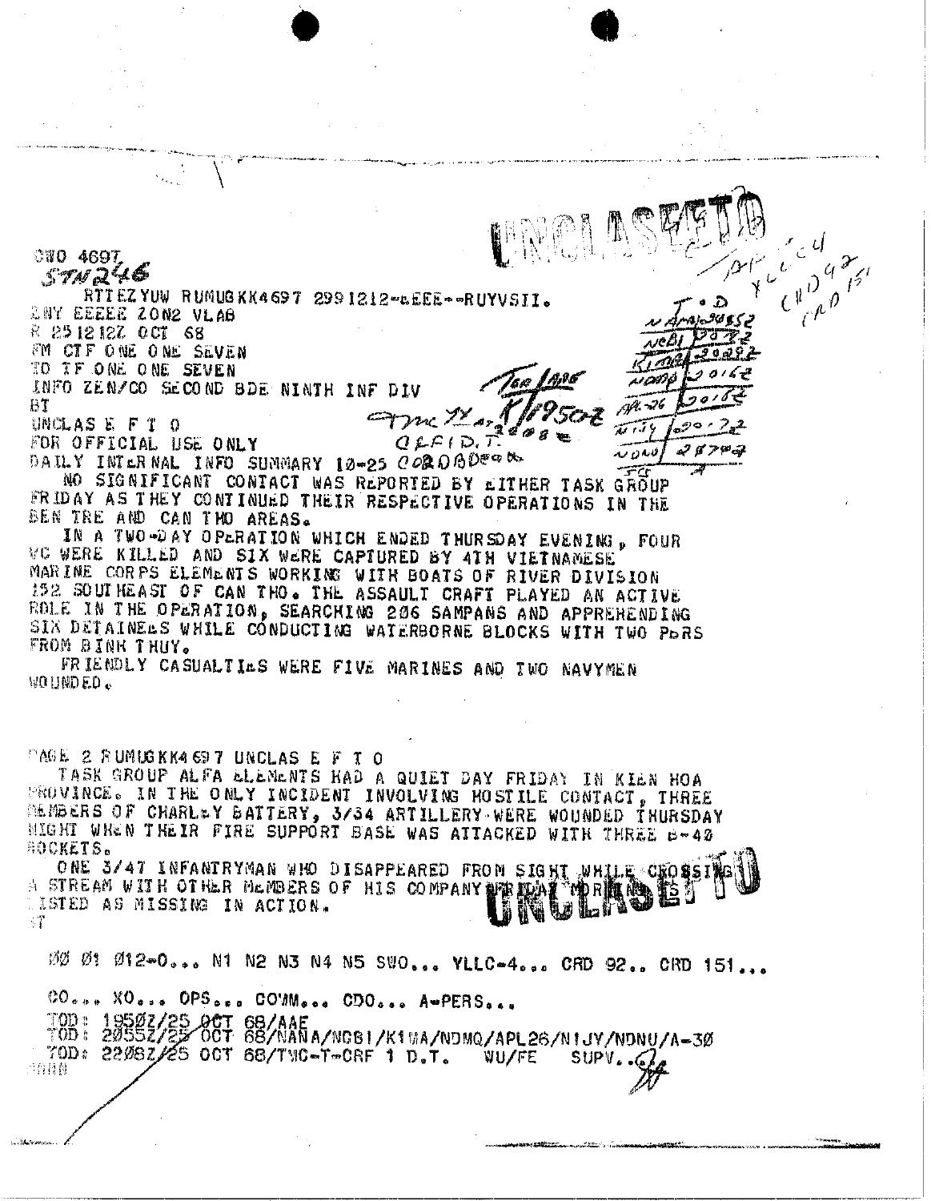UNCLASSIFIED

CWO 4697
STN 246

RTTEZYUW RUMUGKK4697 2991212--EEEE--RUYVSII.
ZNY EEEEE ZOH2 VLAB
R 251212Z OCT 68
FM CTF ONE ONE SEVEN
TO TF ONE ONE SEVEN
INFO ZEN/CO SECOND BDE NINTH INF DIV
BT
UNCLAS E F T O
FOR OFFICIAL USE ONLY
DAILY INTERNAL INFO SUMMARY 10-25

NO SIGNIFICANT CONTACT WAS REPORTED BY EITHER TASK GROUP FRIDAY AS THEY CONTINUED THEIR RESPECTIVE OPERATIONS IN THE BEN TRE AND CAN THO AREAS.

IN A TWO-DAY OPERATION WHICH ENDED THURSDAY EVENING, FOUR VC WERE KILLED AND SIX WERE CAPTURED BY 4TH VIETNAMESE MARINE CORPS ELEMENTS WORKING WITH BOATS OF RIVER DIVISION 152 SOUTHEAST OF CAN THO. THE ASSAULT CRAFT PLAYED AN ACTIVE ROLE IN THE OPERATION, SEARCHING 206 SAMPANS AND APPREHENDING SIX DETAINEES WHILE CONDUCTING WATERBORNE BLOCKS WITH TWO PBRS FROM BINH THUY.

FRIENDLY CASUALTIES WERE FIVE MARINES AND TWO NAVYMEN WOUNDED.

PAGE 2 RUMUGKK4697 UNCLAS E F T O

TASK GROUP ALFA ELEMENTS HAD A QUIET DAY FRIDAY IN KIEN HOA PROVINCE. IN THE ONLY INCIDENT INVOLVING HOSTILE CONTACT, THREE MEMBERS OF CHARLEY BATTERY, 3/34 ARTILLERY WERE WOUNDED THURSDAY NIGHT WHEN THEIR FIRE SUPPORT BASE WAS ATTACKED WITH THREE B-40 ROCKETS.

ONE 3/47 INFANTRYMAN WHO DISAPPEARED FROM SIGHT WHILE CROSSING A STREAM WITH OTHER MEMBERS OF HIS COMPANY FRIDAY MORNING IS LISTED AS MISSING IN ACTION.
BT

00 01 012-0... N1 N2 N3 N4 N5 SWO... YLLC-4... CRD 92.. CRD 151...

CO... XO... OPS... COMM... CDO... A-PERS...

TOD: 1950Z/25 OCT 68/AAE
TOD: 2055Z/25 OCT 68/NANA/NCBI/K1MA/NDMQ/APL26/N1JY/NDNU/A-30
TOD: 2208Z/25 OCT 68/TMC-T-CRF 1 D.T. WU/FE SUPV..
NNNN

UNCLASSIFIED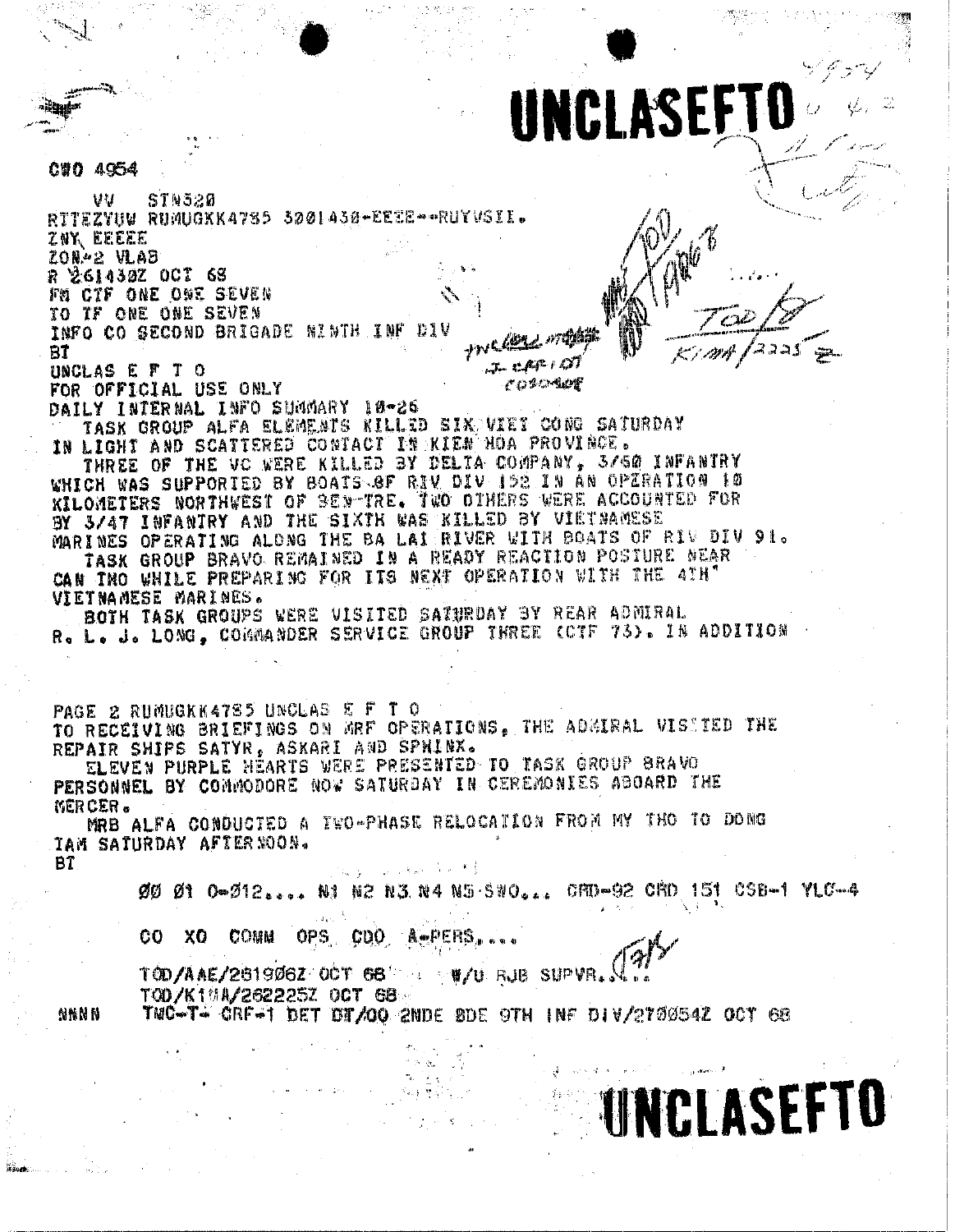# UNCLASEFTO

CWO 4954

VV STN520
RTTEZYUW RUMUGKK4785 3001430-EEEE--RUYVSII.
ZNY EEEEE
ZON-2 VLAB
R 261430Z OCT 68
FM CTF ONE ONE SEVEN
TO TF ONE ONE SEVEN
INFO CO SECOND BRIGADE NINTH INF DIV
BT
UNCLAS E F T O
FOR OFFICIAL USE ONLY
DAILY INTERNAL INFO SUMMARY 10-26

TASK GROUP ALFA ELEMENTS KILLED SIX VIET CONG SATURDAY IN LIGHT AND SCATTERED CONTACT IN KIEN HOA PROVINCE.

THREE OF THE VC WERE KILLED BY DELTA COMPANY, 3/60 INFANTRY WHICH WAS SUPPORTED BY BOATS OF RIV DIV 152 IN AN OPERATION 10 KILOMETERS NORTHWEST OF BEN-TRE. TWO OTHERS WERE ACCOUNTED FOR BY 3/47 INFANTRY AND THE SIXTH WAS KILLED BY VIETNAMESE MARINES OPERATING ALONG THE BA LAI RIVER WITH BOATS OF RIV DIV 91.

TASK GROUP BRAVO REMAINED IN A READY REACTION POSTURE NEAR CAN THO WHILE PREPARING FOR ITS NEXT OPERATION WITH THE 4TH VIETNAMESE MARINES.

BOTH TASK GROUPS WERE VISITED SATURDAY BY REAR ADMIRAL R. L. J. LONG, COMMANDER SERVICE GROUP THREE (CTF 73). IN ADDITION

PAGE 2 RUMUGKK4785 UNCLAS E F T O
TO RECEIVING BRIEFINGS ON MRF OPERATIONS, THE ADMIRAL VISITED THE REPAIR SHIPS SATYR, ASKARI AND SPHINX.

ELEVEN PURPLE HEARTS WERE PRESENTED TO TASK GROUP BRAVO PERSONNEL BY COMMODORE NOW SATURDAY IN CEREMONIES ABOARD THE MERCER.

MRB ALFA CONDUCTED A TWO-PHASE RELOCATION FROM MY THO TO DONG TAM SATURDAY AFTERNOON.
BT

00 01 0-012.... N1 N2 N3 N4 N5 SWO... CRD-92 CRD 151 CSB-1 YLC-4

CO XO COMM OPS CDO A-PERS....

TOD/AAE/261906Z OCT 68 W/U RJB SUPVR....
TOD/K1MA/262225Z OCT 68
NNNN TWC-T- CRF-1 DET DT/OO 2NDE BDE 9TH INF DIV/270054Z OCT 68

# UNCLASEFTO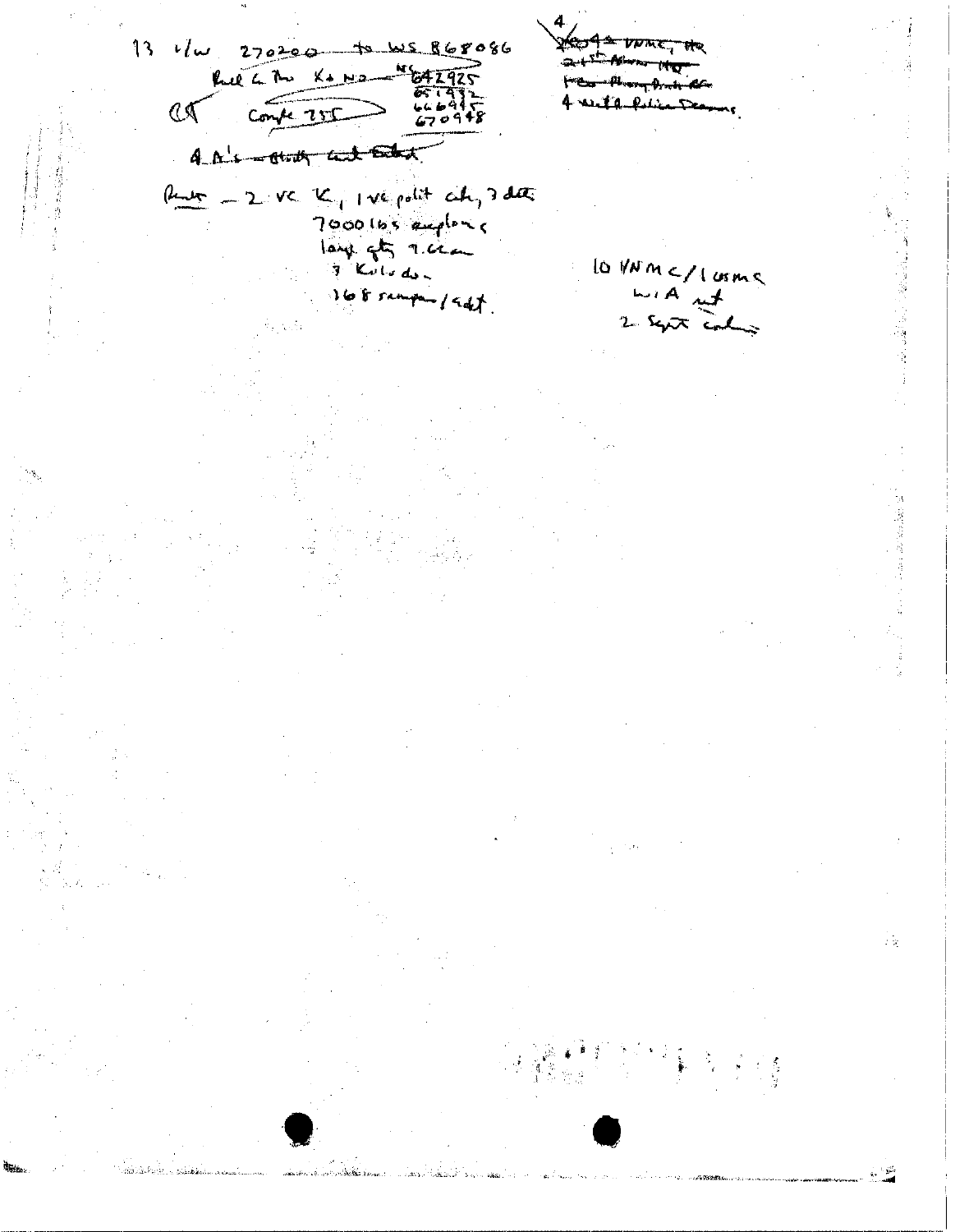13 1/w 270200 to WS 868086

Rel c Bn KaNo — WS 642925

651992

666915

CA Compt 255 670948

~~4 A's attack and extract.~~

Rslt — 2 VC K, 1 VC polit cdr, 7 det.

7000 lbs explosives

large qty r.clean

7 Kulodon

168 sampans/sdt.

4

~~2094 VNMC, HQ~~

~~2nd Allmar HQ~~

~~1 Bn Alpha Prob Bf~~

4 with Police Dreamers.

10 VNMC / 1 USMC

WIA not

2 Sept condns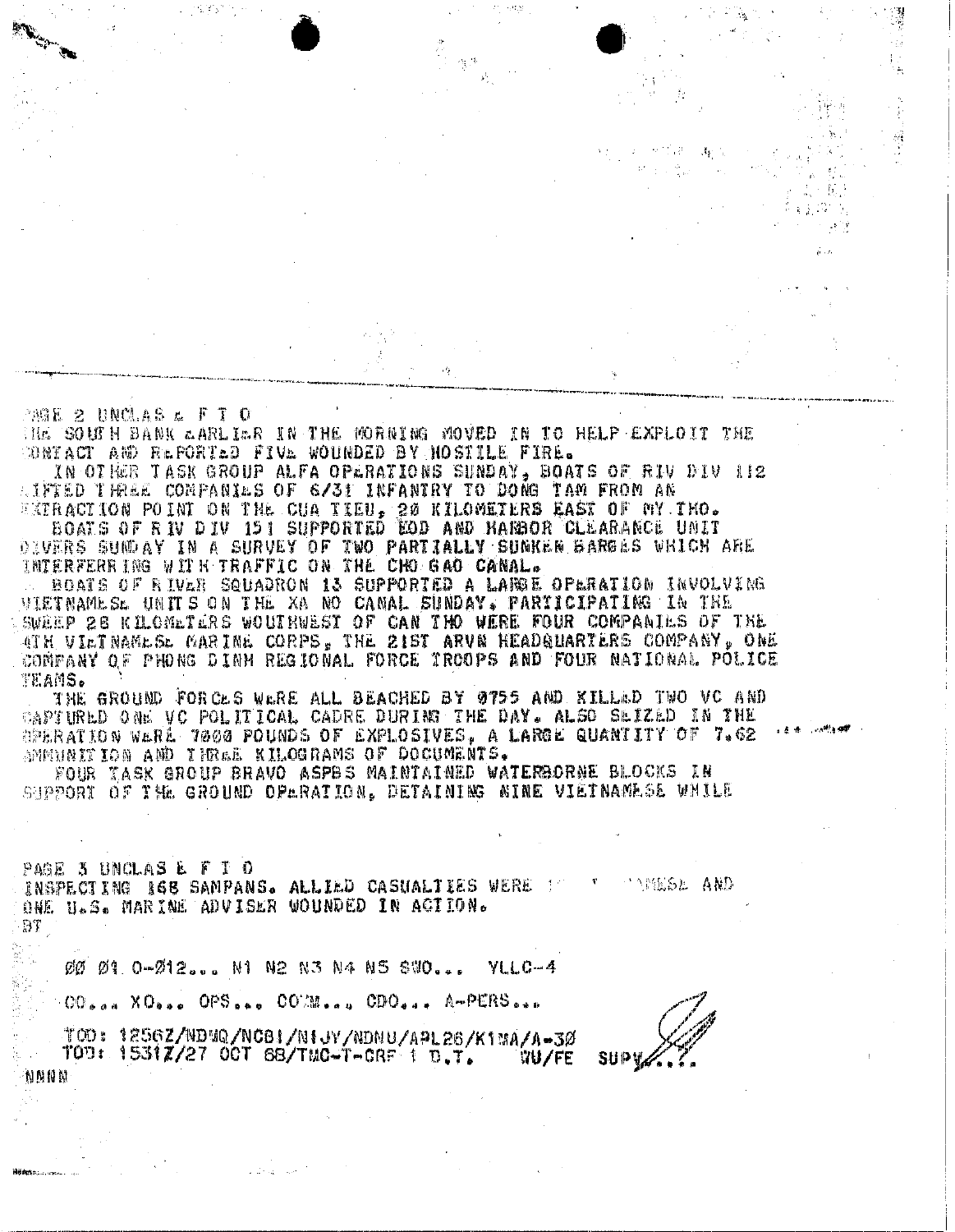PAGE 2 UNCLAS E F T O

THE SOUTH BANK EARLIER IN THE MORNING MOVED IN TO HELP EXPLOIT THE CONTACT AND REPORTED FIVE WOUNDED BY HOSTILE FIRE.

IN OTHER TASK GROUP ALFA OPERATIONS SUNDAY, BOATS OF RIV DIV 112 LIFTED THREE COMPANIES OF 6/31 INFANTRY TO DONG TAM FROM AN EXTRACTION POINT ON THE CUA TIEU, 20 KILOMETERS EAST OF MY THO.

BOATS OF RIV DIV 151 SUPPORTED EOD AND HARBOR CLEARANCE UNIT DIVERS SUNDAY IN A SURVEY OF TWO PARTIALLY SUNKEN BARGES WHICH ARE INTERFERRING WITH TRAFFIC ON THE CHO GAO CANAL.

BOATS OF RIVER SQUADRON 13 SUPPORTED A LARGE OPERATION INVOLVING VIETNAMESE UNITS ON THE XA NO CANAL SUNDAY. PARTICIPATING IN THE SWEEP 28 KILOMETERS WOUTHWEST OF CAN THO WERE FOUR COMPANIES OF THE 4TH VIETNAMESE MARINE CORPS, THE 21ST ARVN HEADQUARTERS COMPANY, ONE COMPANY OF PHONG DINH REGIONAL FORCE TROOPS AND FOUR NATIONAL POLICE TEAMS.

THE GROUND FORCES WERE ALL BEACHED BY 0755 AND KILLED TWO VC AND CAPTURED ONE VC POLITICAL CADRE DURING THE DAY. ALSO SEIZED IN THE OPERATION WERE 7000 POUNDS OF EXPLOSIVES, A LARGE QUANTITY OF 7.62 AMMUNITION AND THREE KILOGRAMS OF DOCUMENTS.

FOUR TASK GROUP BRAVO ASPBS MAINTAINED WATERBORNE BLOCKS IN SUPPORT OF THE GROUND OPERATION, DETAINING NINE VIETNAMESE WHILE

PAGE 3 UNCLAS E F T O

INSPECTING 168 SAMPANS. ALLIED CASUALTIES WERE ... NAMESE AND ONE U.S. MARINE ADVISER WOUNDED IN ACTION.

BT

00 01 0-012... N1 N2 N3 N4 N5 SWO... YLLC-4

CO... XO... OPS... COMM... CDO... A-PERS...

TOD: 1256Z/NDWQ/NCBI/NIJY/NDNU/APL26/K1MA/A-30
TOD: 1531Z/27 OCT 68/TMC-T-CRF 1 D.T. WU/FE SUPV...

NNNN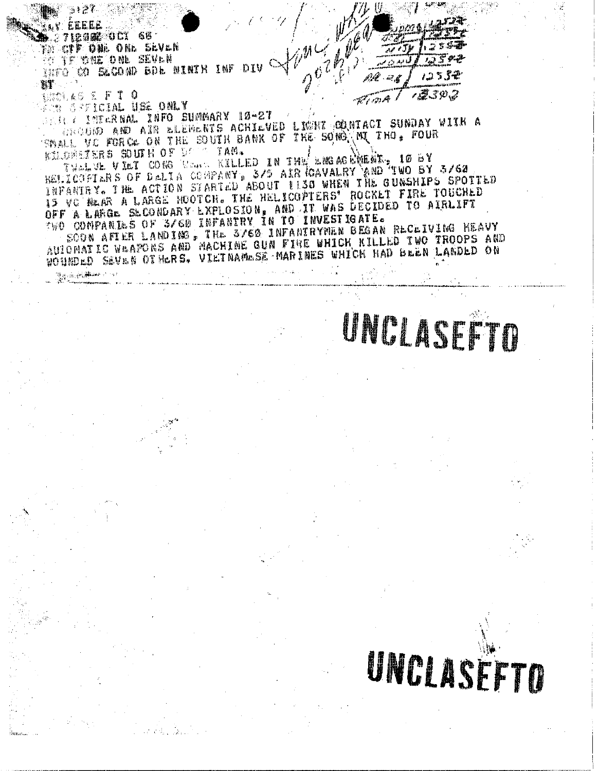3127

NAV EEEEE

271200Z OCT 68

TO CTF ONE ONE SEVEN

TF ONE ONE SEVEN

INFO CO SECOND BDE NINTH INF DIV

BT

UNCLAS E F T O

FOR OFFICIAL USE ONLY

DELTA INTERNAL INFO SUMMARY 10-27

GROUND AND AIR ELEMENTS ACHIEVED LIGHT CONTACT SUNDAY WITH A SMALL VC FORCE ON THE SOUTH BANK OF THE SONG MY THO, FOUR KILOMETERS SOUTH OF D TAM.

TWELVE VIET CONG WERE KILLED IN THE ENGAGEMENT, 10 BY HELICOPTERS OF DELTA COMPANY, 3/5 AIR CAVALRY AND TWO BY 3/60 INFANTRY. THE ACTION STARTED ABOUT 1130 WHEN THE GUNSHIPS SPOTTED 15 VC NEAR A LARGE HOOTCH. THE HELICOPTERS' ROCKET FIRE TOUCHED OFF A LARGE SECONDARY EXPLOSION, AND IT WAS DECIDED TO AIRLIFT TWO COMPANIES OF 3/60 INFANTRY IN TO INVESTIGATE.

SOON AFTER LANDING, THE 3/60 INFANTRYMEN BEGAN RECEIVING HEAVY AUTOMATIC WEAPONS AND MACHINE GUN FIRE WHICH KILLED TWO TROOPS AND WOUNDED SEVEN OTHERS. VIETNAMESE MARINES WHICH HAD BEEN LANDED ON

UNCLASEFTO

UNCLASEFTO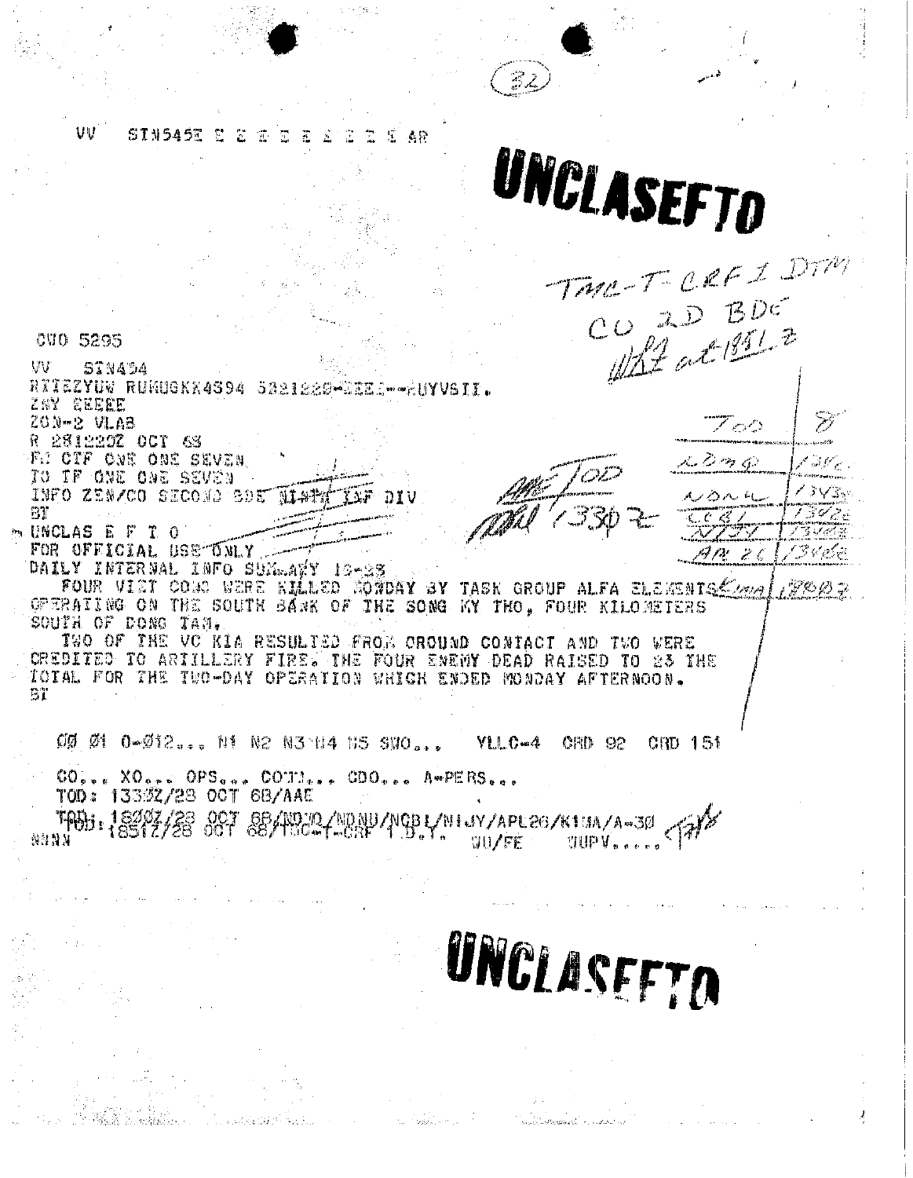(32)

VV STN545E E E E E E A E E E AR

# UNCLASEFTO

TMC-T CRF 1 DTM
CO 2D BDE
WBT at 1851 Z

CWO 5295

VV STN454
RTTEZYUW RUMUGKK4394 3021220-EEEE--RUYVSII.
ZNY EEEEE
ZON-2 VLAB
R 281220Z OCT 68
FM CTF ONE ONE SEVEN
TO TF ONE ONE SEVEN
INFO ZEN/CO SECOND BDE NINTH INF DIV
BT
UNCLAS E F T O
FOR OFFICIAL USE ONLY
DAILY INTERNAL INFO SUMMARY 10-28

FOUR VIET CONG WERE KILLED MONDAY BY TASK GROUP ALFA ELEMENTS OPERATING ON THE SOUTH BANK OF THE SONG MY THO, FOUR KILOMETERS SOUTH OF DONG TAM.

TWO OF THE VC KIA RESULTED FROM GROUND CONTACT AND TWO WERE CREDITED TO ARTILLERY FIRE. THE FOUR ENEMY DEAD RAISED TO 23 THE TOTAL FOR THE TWO-DAY OPERATION WHICH ENDED MONDAY AFTERNOON.
BT

TOD 1330Z

| TOD | 8 |
|---|---|
| NDNQ | 1336 |
| NDNU | 1343 |
| CCBI | 1342 |
| NIJY | 1348 |
| APL 26 | 1348 |
| KIMA | 1800Z |

00 01 0-012... N1 N2 N3 N4 N5 SWO... YLLC-4 CRD 92 CRD 151

CO... XO... OPS... COTM... CDO... A-PERS...
TOD: 1330Z/28 OCT 68/AAE
TOD: 1800Z/28 OCT 68/NDNQ/NDNU/NCBI/NIJY/APL26/K1MA/A-30
TOD: 1851Z/28 OCT 68/TOC-T-CRF 1 D.T.
NNNN WU/FE WUPV.....

# UNCLASEFTO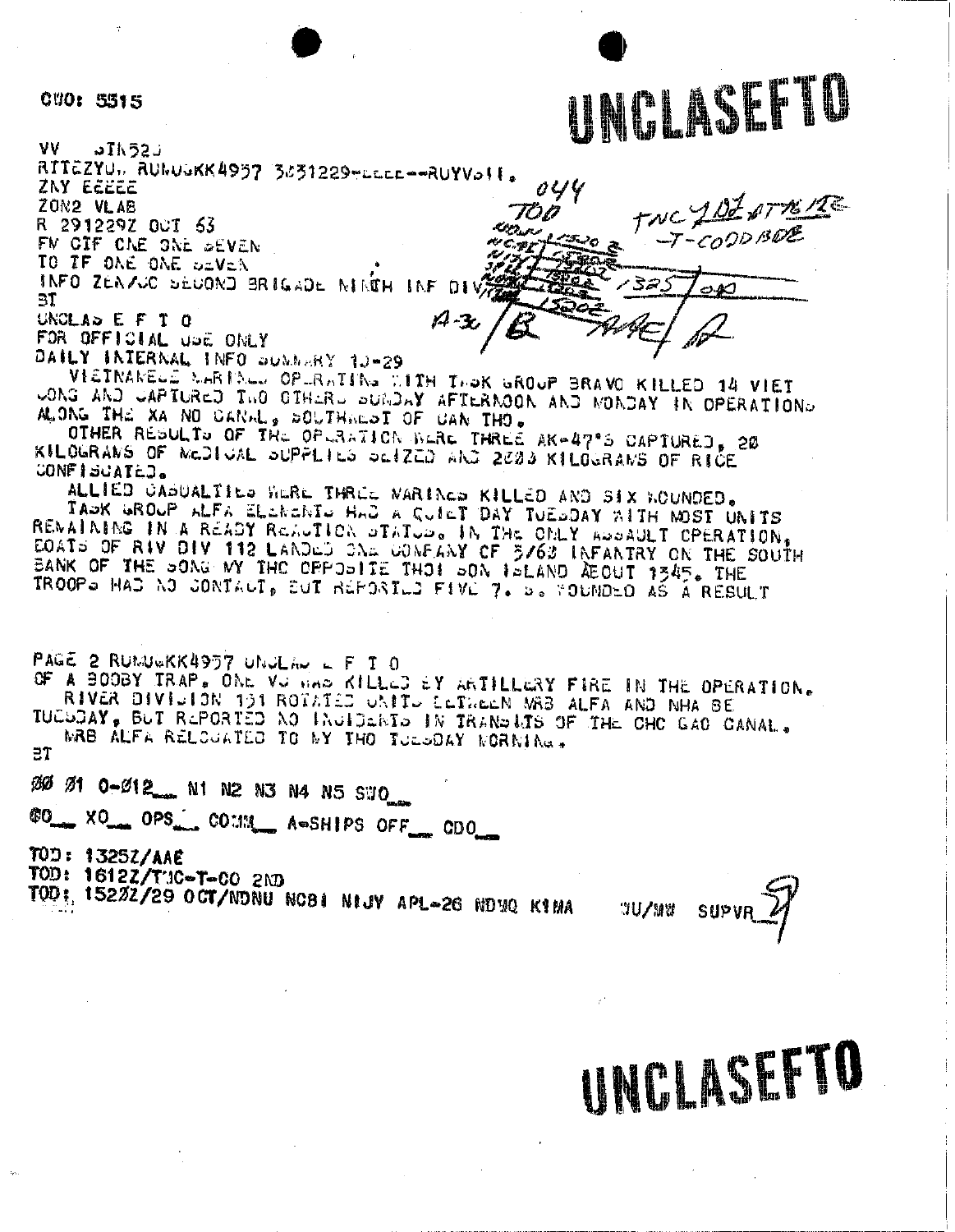CWO: 5515

# UNCLASEFTO

VV STN523
RTTEZYUW RUMUGKK4957 3031229-EEEE--RUYVSII.
ZNY EEEEE
ZON2 VLAB
R 291229Z OCT 63
FM CTF ONE ONE SEVEN
TO TF ONE ONE SEVEN
INFO ZEN/CG SECOND BRIGADE NINTH INF DIV
BT
UNCLAS E F T O
FOR OFFICIAL USE ONLY
DAILY INTERNAL INFO SUMMARY 10-29

VIETNAMESE MARINES OPERATING WITH TASK GROUP BRAVO KILLED 14 VIET CONG AND CAPTURED TWO OTHERS SUNDAY AFTERNOON AND MONDAY IN OPERATIONS ALONG THE XA NO CANAL, SOUTHWEST OF CAN THO.

OTHER RESULTS OF THE OPERATION WERE THREE AK-47'S CAPTURED, 20 KILOGRAMS OF MEDICAL SUPPLIES SEIZED AND 2000 KILOGRAMS OF RICE CONFISCATED.

ALLIED CASUALTIES WERE THREE MARINES KILLED AND SIX WOUNDED.

TASK GROUP ALFA ELEMENTS HAD A QUIET DAY TUESDAY WITH MOST UNITS REMAINING IN A READY REACTION STATUS. IN THE ONLY ASSAULT OPERATION, BOATS OF RIV DIV 112 LANDED ONE COMPANY OF 3/60 INFANTRY ON THE SOUTH BANK OF THE SONG MY THO OPPOSITE THOI SON ISLAND ABOUT 1345. THE TROOPS HAD NO CONTACT, BUT REPORTED FIVE U. S. WOUNDED AS A RESULT

PAGE 2 RUMUGKK4957 UNCLAS E F T O
OF A BOOBY TRAP. ONE VC WAS KILLED BY ARTILLERY FIRE IN THE OPERATION.

RIVER DIVISION 131 ROTATED UNITS BETWEEN MRB ALFA AND NHA BE TUESDAY, BUT REPORTED NO INCIDENTS IN TRANSITS OF THE CHO GAO CANAL.

MRB ALFA RELOCATED TO MY THO TUESDAY MORNING.
BT

00 01 0-012__ N1 N2 N3 N4 N5 SWO__

CO__ XO__ OPS__ COMM__ A-SHIPS OFF__ CDO__

TOD: 1325Z/AAE
TOD: 1612Z/TMC-T-CO 2ND
TOD: 1522Z/29 OCT/NDNU NCBI NIJV APL-26 NDWQ KIMA JU/MW SUPVR

# UNCLASEFTO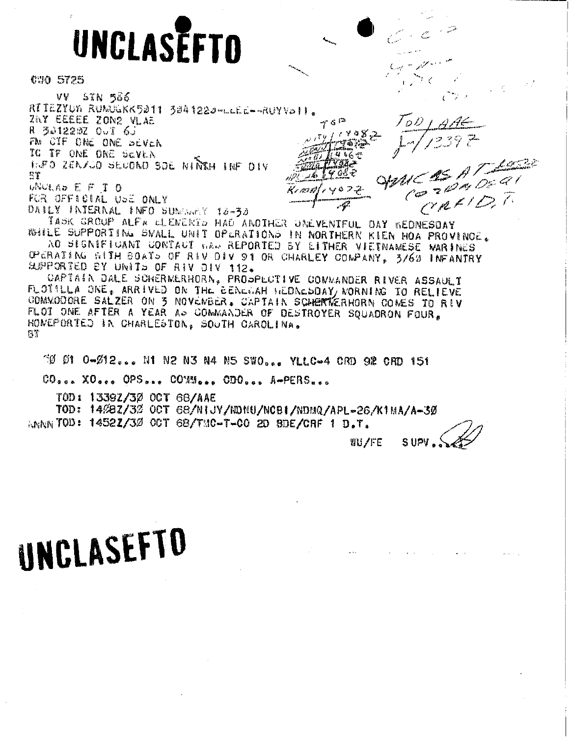# UNCLASEFTO

CWO 5725

VV STN 586
RTTEZYUW RUMUGKK5011 3041220--EEEE--RUYVS11.
ZNY EEEEE ZONE VLAE
R 301220Z OCT 68
FM CTF ONE ONE SEVEN
TO TF ONE ONE SEVEN
INFO ZEN/CO SECOND BDE NINTH INF DIV
BT
UNCLAS E F T O
FOR OFFICIAL USE ONLY
DAILY INTERNAL INFO SUMMARY 10-30

TASK GROUP ALFA ELEMENTS HAD ANOTHER UNEVENTFUL DAY WEDNESDAY WHILE SUPPORTING SMALL UNIT OPERATIONS IN NORTHERN KIEN HOA PROVINCE.

NO SIGNIFICANT CONTACT WAS REPORTED BY EITHER VIETNAMESE MARINES OPERATING WITH BOATS OF RIV DIV 91 OR CHARLEY COMPANY, 3/60 INFANTRY SUPPORTED BY UNITS OF RIV DIV 112.

CAPTAIN DALE SCHERMERHORN, PROSPECTIVE COMMANDER RIVER ASSAULT FLOTILLA ONE, ARRIVED ON THE BENEWAH WEDNESDAY MORNING TO RELIEVE COMMODORE SALZER ON 3 NOVEMBER. CAPTAIN SCHERMERHORN COMES TO RIV FLOT ONE AFTER A YEAR AS COMMANDER OF DESTROYER SQUADRON FOUR, HOMEPORTED IN CHARLESTON, SOUTH CAROLINA.
BT

10 01 0-012... N1 N2 N3 N4 N5 SWO... YLLC-4 CRD 92 CRD 151

CO... XO... OPS... COMM... CDO... A-PERS...

TOD: 1339Z/30 OCT 68/AAE
TOD: 1408Z/30 OCT 68/NIJY/NDNU/NCBI/NDMQ/APL-26/K1MA/A-30
NNNN TOD: 1452Z/30 OCT 68/TMC-T-CO 2D BDE/CRF 1 D.T.

WU/FE SUPV.

# UNCLASEFTO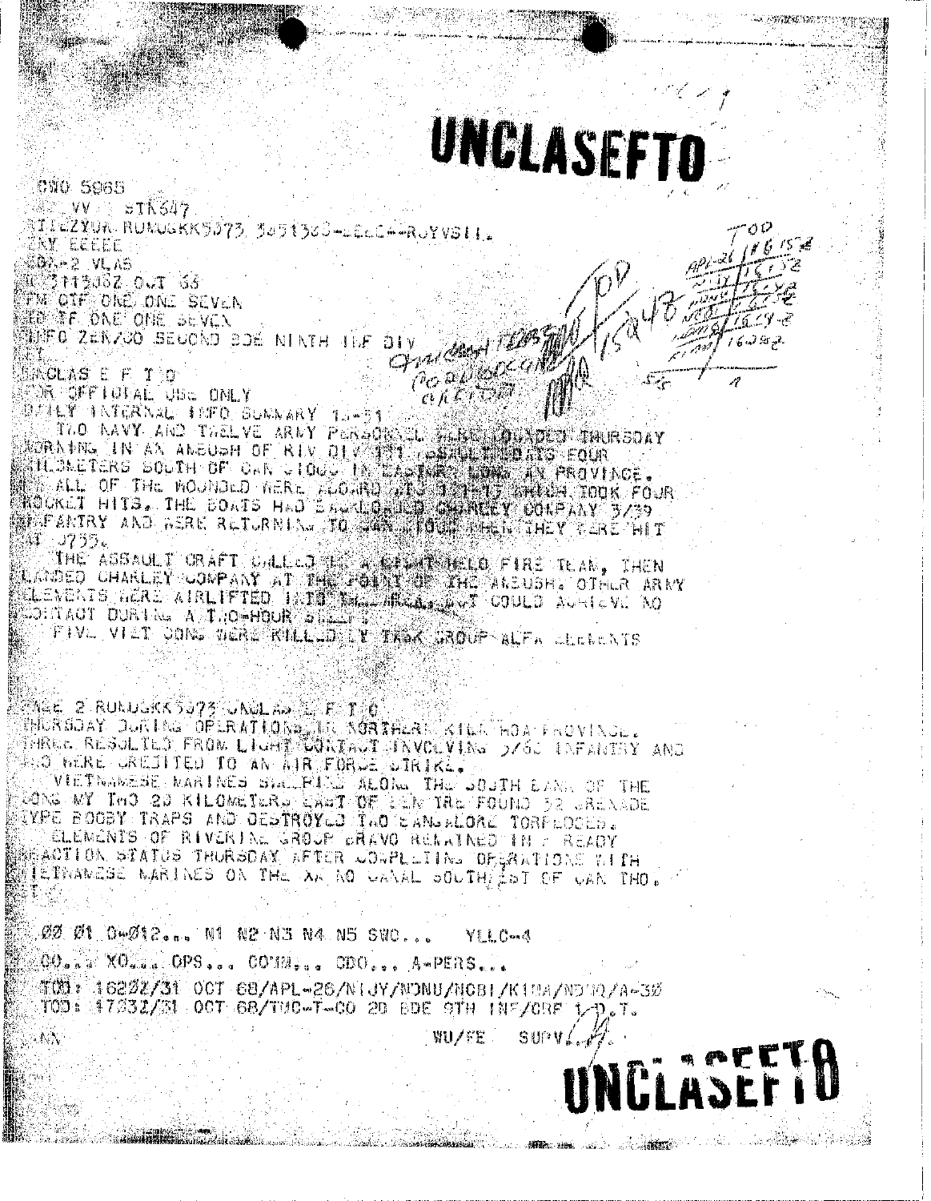# UNCLASEFTO

DWO 5965

VV STK647

ZIEZYUW RUMUGKK5073 3051300-EEEE--RUYVSII.

ZNY EEEEE

ZOA-2 VLAS

Z 311530Z OCT 68

FM CTF ONE ONE SEVEN

TO TF ONE ONE SEVEN

INFO ZEN/CO SECOND BDE NINTH INF DIV

BT

UNCLAS E F T O

FOR OFFICIAL USE ONLY

DAILY INTERNAL INFO SUMMARY 10-31

TWO NAVY AND TWELVE ARMY PERSONNEL WERE WOUNDED THURSDAY MORNING IN AN AMBUSH OF RIV DIV 111 ASSAULT BOATS FOUR KILOMETERS SOUTH OF CAN GIOUC IN EASTERN LONG AN PROVINCE. ALL OF THE WOUNDED WERE ABOARD ATC 111-15 WHICH TOOK FOUR ROCKET HITS. THE BOATS HAD BACKLOADED CHARLEY COMPANY 3/39 INFANTRY AND WERE RETURNING TO CAN GIOUC WHEN THEY WERE HIT AT 0755.

THE ASSAULT CRAFT CALLED IN A LIGHT HELO FIRE TEAM, THEN LANDED CHARLEY COMPANY AT THE POINT OF THE AMBUSH. OTHER ARMY ELEMENTS WERE AIRLIFTED INTO THE AREA, BUT COULD ACHIEVE NO CONTACT DURING A TWO-HOUR SWEEP.

FIVE VIET CONG WERE KILLED BY TASK GROUP ALFA ELEMENTS

PAGE 2 RUMUGKK5073 UNCLAS E F T O

THURSDAY DURING OPERATIONS IN NORTHERN KIEN HOA PROVINCE. THREE RESULTED FROM LIGHT CONTACT INVOLVING 3/60 INFANTRY AND TWO WERE CREDITED TO AN AIR FORCE STRIKE.

VIETNAMESE MARINES SWEEPING ALONG THE SOUTH BANK OF THE LONG MY THO 20 KILOMETERS EAST OF BEN TRE FOUND 32 GRENADE TYPE BOOBY TRAPS AND DESTROYED TWO BANGALORE TORPEDOES.

ELEMENTS OF RIVERINE GROUP BRAVO REMAINED IN A READY REACTION STATUS THURSDAY AFTER COMPLETING OPERATIONS WITH VIETNAMESE MARINES ON THE XA NO CANAL SOUTHEAST OF CAN THO.

BT

ØØ Ø1 O-Ø12... N1 N2 N3 N4 N5 SWO... YLLC-4

OO... XO... OPS... COMM... CDO... A-PERS...

TOO: 1620Z/31 OCT 68/APL-26/NIJY/NONU/NCBI/KIMA/NDMQ/A-3Ø

TOD: 1723Z/31 OCT 68/TMC-T-CO 2D BDE 9TH INF/CRF 1 D.T.

NN

WU/FE SUPV

# UNCLASEFTO